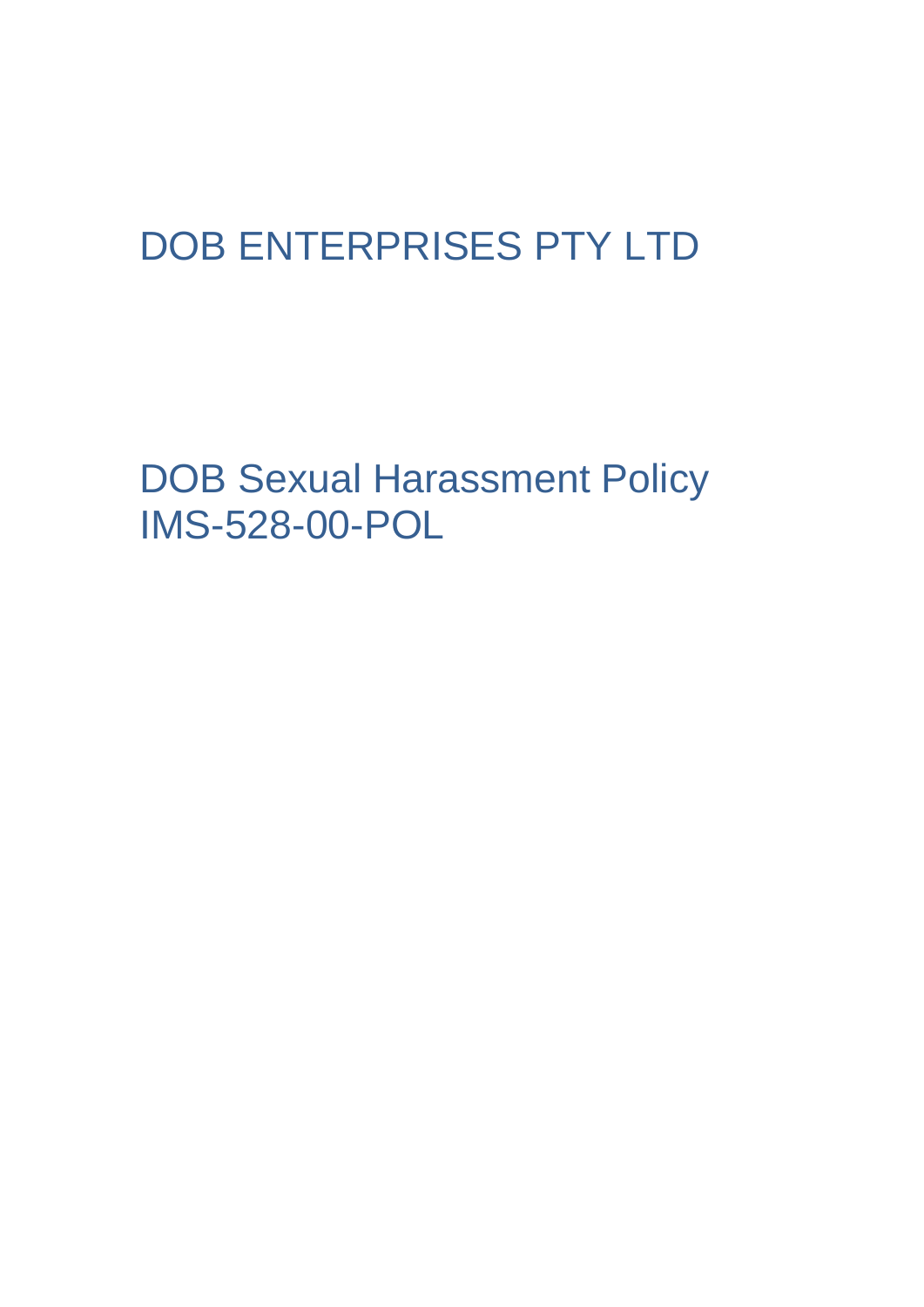# DOB ENTERPRISES PTY LTD

# DOB Sexual Harassment Policy
# IMS-528-00-POL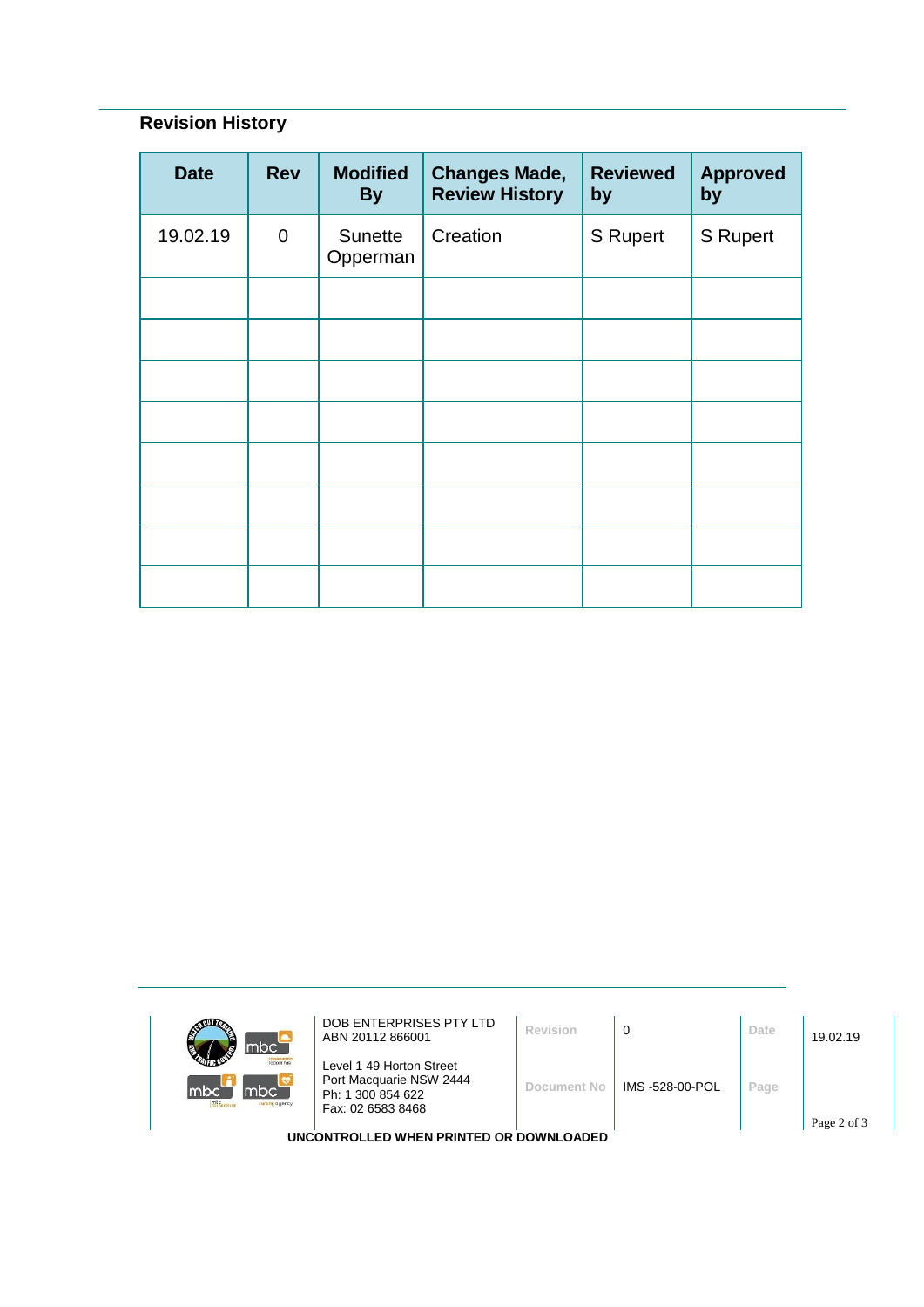## Revision History

| Date | Rev | Modified By | Changes Made, Review History | Reviewed by | Approved by |
|---|---|---|---|---|---|
| 19.02.19 | 0 | Sunette Opperman | Creation | S Rupert | S Rupert |
| | | | | | |
| | | | | | |
| | | | | | |
| | | | | | |
| | | | | | |
| | | | | | |
| | | | | | |
| | | | | | |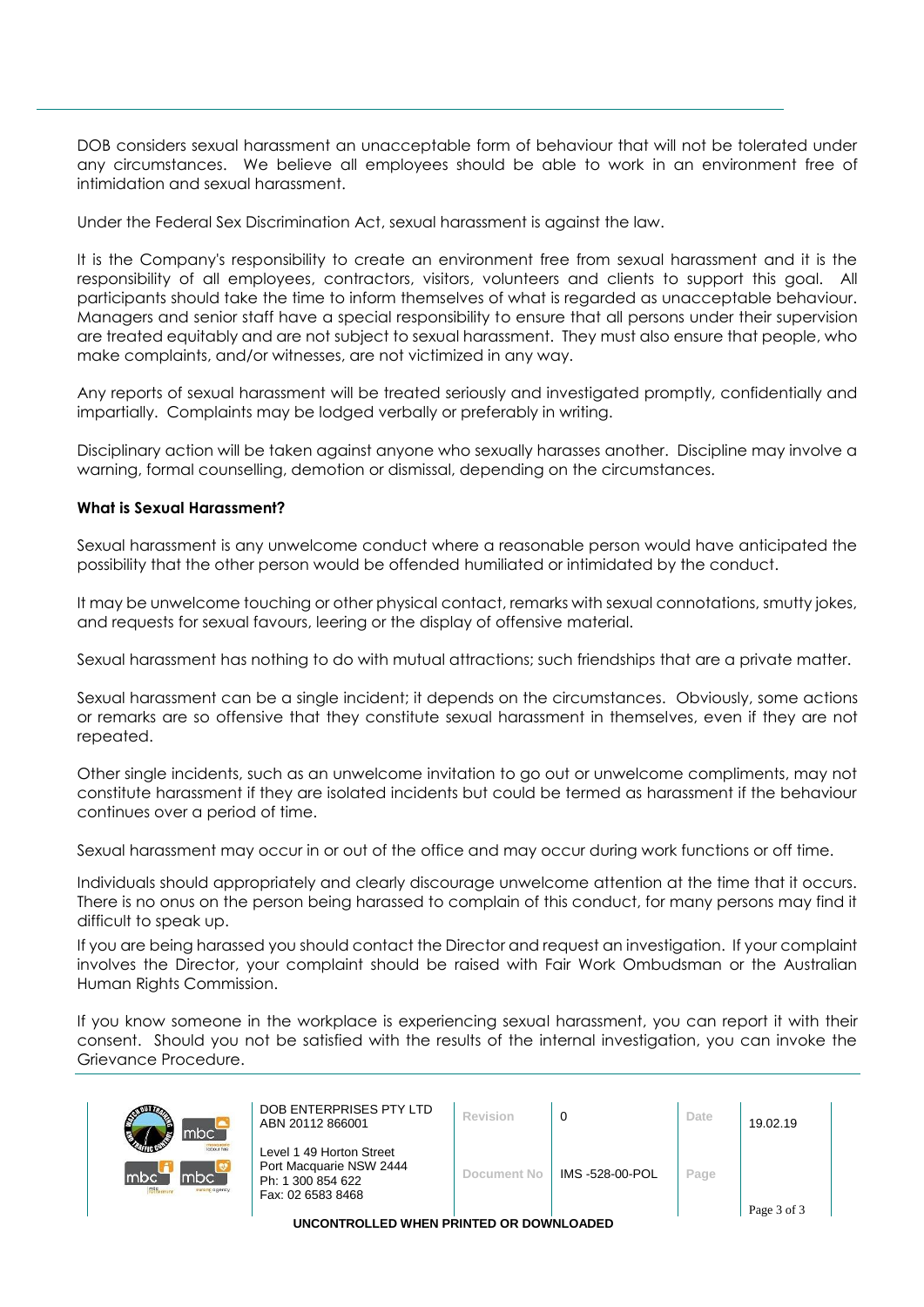DOB considers sexual harassment an unacceptable form of behaviour that will not be tolerated under any circumstances. We believe all employees should be able to work in an environment free of intimidation and sexual harassment.

Under the Federal Sex Discrimination Act, sexual harassment is against the law.

It is the Company's responsibility to create an environment free from sexual harassment and it is the responsibility of all employees, contractors, visitors, volunteers and clients to support this goal. All participants should take the time to inform themselves of what is regarded as unacceptable behaviour. Managers and senior staff have a special responsibility to ensure that all persons under their supervision are treated equitably and are not subject to sexual harassment. They must also ensure that people, who make complaints, and/or witnesses, are not victimized in any way.

Any reports of sexual harassment will be treated seriously and investigated promptly, confidentially and impartially. Complaints may be lodged verbally or preferably in writing.

Disciplinary action will be taken against anyone who sexually harasses another. Discipline may involve a warning, formal counselling, demotion or dismissal, depending on the circumstances.

**What is Sexual Harassment?**

Sexual harassment is any unwelcome conduct where a reasonable person would have anticipated the possibility that the other person would be offended humiliated or intimidated by the conduct.

It may be unwelcome touching or other physical contact, remarks with sexual connotations, smutty jokes, and requests for sexual favours, leering or the display of offensive material.

Sexual harassment has nothing to do with mutual attractions; such friendships that are a private matter.

Sexual harassment can be a single incident; it depends on the circumstances. Obviously, some actions or remarks are so offensive that they constitute sexual harassment in themselves, even if they are not repeated.

Other single incidents, such as an unwelcome invitation to go out or unwelcome compliments, may not constitute harassment if they are isolated incidents but could be termed as harassment if the behaviour continues over a period of time.

Sexual harassment may occur in or out of the office and may occur during work functions or off time.

Individuals should appropriately and clearly discourage unwelcome attention at the time that it occurs. There is no onus on the person being harassed to complain of this conduct, for many persons may find it difficult to speak up.

If you are being harassed you should contact the Director and request an investigation. If your complaint involves the Director, your complaint should be raised with Fair Work Ombudsman or the Australian Human Rights Commission.

If you know someone in the workplace is experiencing sexual harassment, you can report it with their consent. Should you not be satisfied with the results of the internal investigation, you can invoke the Grievance Procedure.

| | | | | |
|---|---|---|---|---|
| DOB ENTERPRISES PTY LTD<br>ABN 20112 866001 | Revision | 0 | Date | 19.02.19 |
| Level 1 49 Horton Street<br>Port Macquarie NSW 2444<br>Ph: 1 300 854 622<br>Fax: 02 6583 8468 | Document No | IMS -528-00-POL | Page | |

UNCONTROLLED WHEN PRINTED OR DOWNLOADED